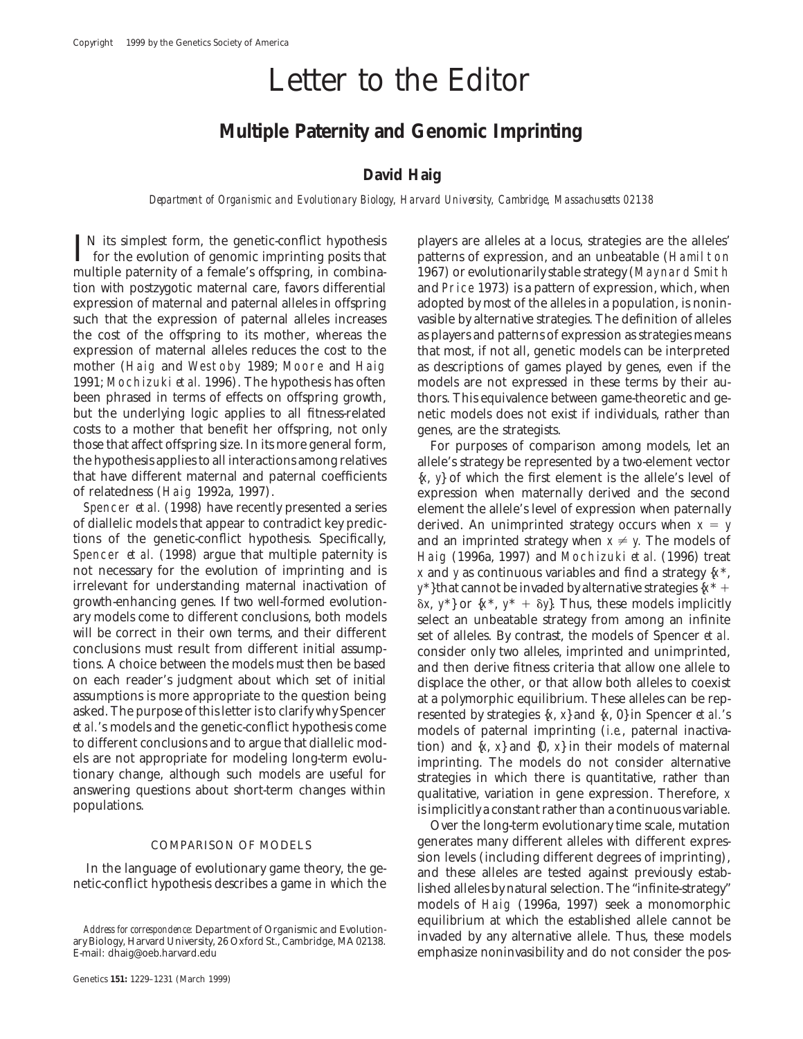Copyright 1999 by the Genetics Society of America

# Letter to the Editor

## Multiple Paternity and Genomic Imprinting

**David Haig**

*Department of Organismic and Evolutionary Biology, Harvard University, Cambridge, Massachusetts 02138*

In its simplest form, the genetic-conflict hypothesis for the evolution of genomic imprinting posits that multiple paternity of a female's offspring, in combination with postzygotic maternal care, favors differential expression of maternal and paternal alleles in offspring such that the expression of paternal alleles increases the cost of the offspring to its mother, whereas the expression of maternal alleles reduces the cost to the mother (Haig and Westoby 1989; Moore and Haig 1991; Mochizuki *et al.* 1996). The hypothesis has often been phrased in terms of effects on offspring growth, but the underlying logic applies to all fitness-related costs to a mother that benefit her offspring, not only those that affect offspring size. In its more general form, the hypothesis applies to all interactions among relatives that have different maternal and paternal coefficients of relatedness (Haig 1992a, 1997).

Spencer *et al.* (1998) have recently presented a series of diallelic models that appear to contradict key predictions of the genetic-conflict hypothesis. Specifically, Spencer *et al.* (1998) argue that multiple paternity is not necessary for the evolution of imprinting and is irrelevant for understanding maternal inactivation of growth-enhancing genes. If two well-formed evolutionary models come to different conclusions, both models will be correct in their own terms, and their different conclusions must result from different initial assumptions. A choice between the models must then be based on each reader's judgment about which set of initial assumptions is more appropriate to the question being asked. The purpose of this letter is to clarify why Spencer *et al.*'s models and the genetic-conflict hypothesis come to different conclusions and to argue that diallelic models are not appropriate for modeling long-term evolutionary change, although such models are useful for answering questions about short-term changes within populations.

### COMPARISON OF MODELS

In the language of evolutionary game theory, the genetic-conflict hypothesis describes a game in which the players are alleles at a locus, strategies are the alleles' patterns of expression, and an unbeatable (Hamilton 1967) or evolutionarily stable strategy (Maynard Smith and Price 1973) is a pattern of expression, which, when adopted by most of the alleles in a population, is noninvasible by alternative strategies. The definition of alleles as players and patterns of expression as strategies means that most, if not all, genetic models can be interpreted as descriptions of games played by genes, even if the models are not expressed in these terms by their authors. This equivalence between game-theoretic and genetic models does not exist if individuals, rather than genes, are the strategists.

For purposes of comparison among models, let an allele's strategy be represented by a two-element vector $\{x, y\}$ of which the first element is the allele's level of expression when maternally derived and the second element the allele's level of expression when paternally derived. An unimprinted strategy occurs when $x = y$ and an imprinted strategy when $x \neq y$. The models of Haig (1996a, 1997) and Mochizuki *et al.* (1996) treat $x$ and $y$ as continuous variables and find a strategy $\{x^*, y^*\}$ that cannot be invaded by alternative strategies $\{x^* + \delta x, y^*\}$ or $\{x^*, y^* + \delta y\}$. Thus, these models implicitly select an unbeatable strategy from among an infinite set of alleles. By contrast, the models of Spencer *et al.* consider only two alleles, imprinted and unimprinted, and then derive fitness criteria that allow one allele to displace the other, or that allow both alleles to coexist at a polymorphic equilibrium. These alleles can be represented by strategies $\{x, x\}$ and $\{x, 0\}$ in Spencer *et al.*'s models of paternal imprinting (*i.e.*, paternal inactivation) and $\{x, x\}$ and $\{0, x\}$ in their models of maternal imprinting. The models do not consider alternative strategies in which there is quantitative, rather than qualitative, variation in gene expression. Therefore, $x$ is implicitly a constant rather than a continuous variable.

Over the long-term evolutionary time scale, mutation generates many different alleles with different expression levels (including different degrees of imprinting), and these alleles are tested against previously established alleles by natural selection. The "infinite-strategy" models of Haig (1996a, 1997) seek a monomorphic equilibrium at which the established allele cannot be invaded by any alternative allele. Thus, these models emphasize noninvasibility and do not consider the pos-

*Address for correspondence:* Department of Organismic and Evolutionary Biology, Harvard University, 26 Oxford St., Cambridge, MA 02138. E-mail: dhaig@oeb.harvard.edu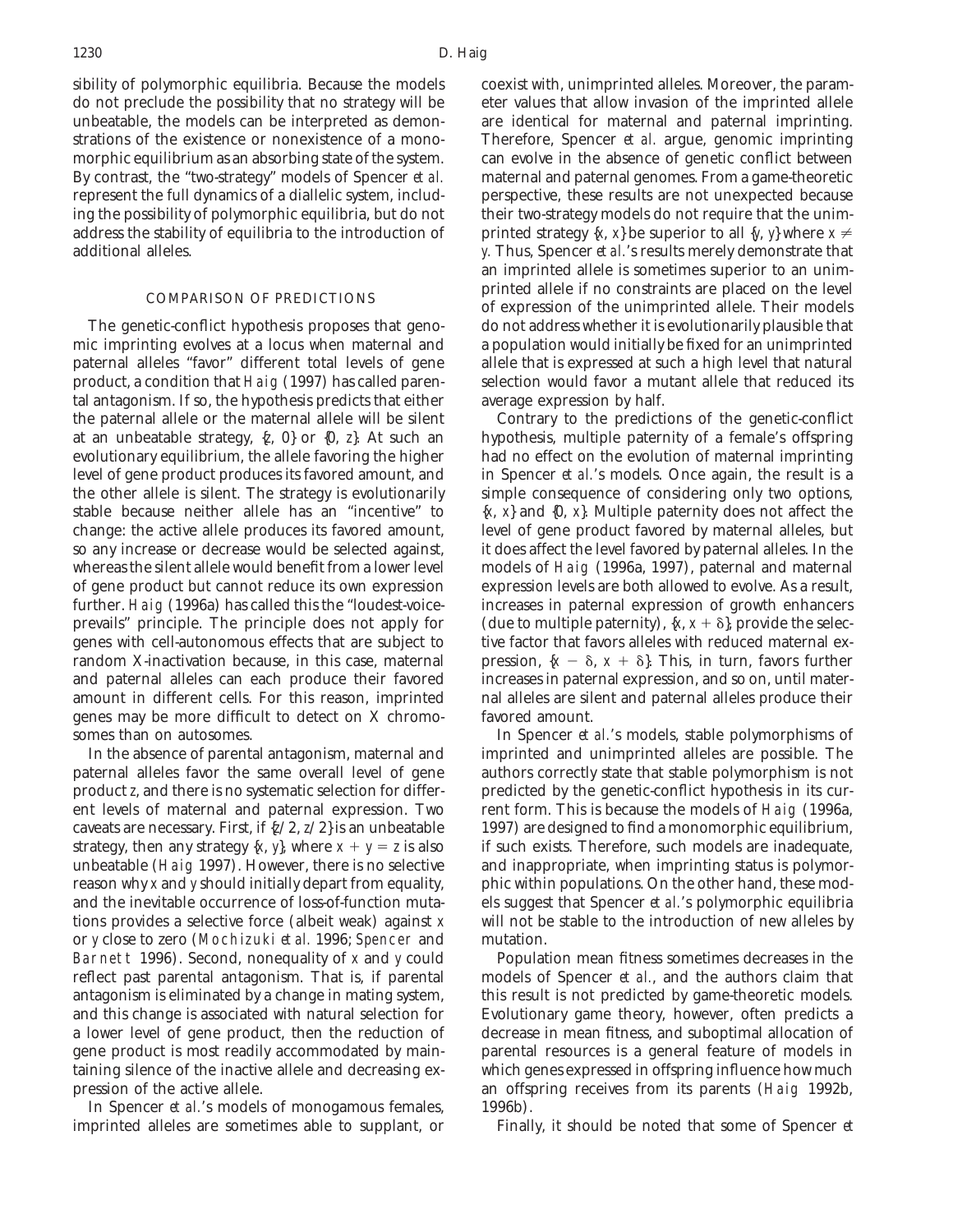sibility of polymorphic equilibria. Because the models do not preclude the possibility that no strategy will be unbeatable, the models can be interpreted as demonstrations of the existence or nonexistence of a monomorphic equilibrium as an absorbing state of the system. By contrast, the "two-strategy" models of Spencer *et al.* represent the full dynamics of a diallelic system, including the possibility of polymorphic equilibria, but do not address the stability of equilibria to the introduction of additional alleles.

## COMPARISON OF PREDICTIONS

The genetic-conflict hypothesis proposes that genomic imprinting evolves at a locus when maternal and paternal alleles "favor" different total levels of gene product, a condition that Haig (1997) has called parental antagonism. If so, the hypothesis predicts that either the paternal allele or the maternal allele will be silent at an unbeatable strategy, $\{z, 0\}$ or $\{0, z\}$. At such an evolutionary equilibrium, the allele favoring the higher level of gene product produces its favored amount, and the other allele is silent. The strategy is evolutionarily stable because neither allele has an "incentive" to change: the active allele produces its favored amount, so any increase or decrease would be selected against, whereas the silent allele would benefit from a lower level of gene product but cannot reduce its own expression further. Haig (1996a) has called this the "loudest-voice-prevails" principle. The principle does not apply for genes with cell-autonomous effects that are subject to random X-inactivation because, in this case, maternal and paternal alleles can each produce their favored amount in different cells. For this reason, imprinted genes may be more difficult to detect on X chromosomes than on autosomes.

In the absence of parental antagonism, maternal and paternal alleles favor the same overall level of gene product $z$, and there is no systematic selection for different levels of maternal and paternal expression. Two caveats are necessary. First, if $\{z/2, z/2\}$ is an unbeatable strategy, then any strategy $\{x, y\}$, where $x + y = z$ is also unbeatable (Haig 1997). However, there is no selective reason why $x$ and $y$ should initially depart from equality, and the inevitable occurrence of loss-of-function mutations provides a selective force (albeit weak) against $x$ or $y$ close to zero (Mochizuki *et al.* 1996; Spencer and Barnett 1996). Second, nonequality of $x$ and $y$ could reflect past parental antagonism. That is, if parental antagonism is eliminated by a change in mating system, and this change is associated with natural selection for a lower level of gene product, then the reduction of gene product is most readily accommodated by maintaining silence of the inactive allele and decreasing expression of the active allele.

In Spencer *et al.*'s models of monogamous females, imprinted alleles are sometimes able to supplant, or coexist with, unimprinted alleles. Moreover, the parameter values that allow invasion of the imprinted allele are identical for maternal and paternal imprinting. Therefore, Spencer *et al.* argue, genomic imprinting can evolve in the absence of genetic conflict between maternal and paternal genomes. From a game-theoretic perspective, these results are not unexpected because their two-strategy models do not require that the unimprinted strategy $\{x, x\}$ be superior to all $\{y, y\}$ where $x \neq y$. Thus, Spencer *et al.*'s results merely demonstrate that an imprinted allele is sometimes superior to an unimprinted allele if no constraints are placed on the level of expression of the unimprinted allele. Their models do not address whether it is evolutionarily plausible that a population would initially be fixed for an unimprinted allele that is expressed at such a high level that natural selection would favor a mutant allele that reduced its average expression by half.

Contrary to the predictions of the genetic-conflict hypothesis, multiple paternity of a female's offspring had no effect on the evolution of maternal imprinting in Spencer *et al.*'s models. Once again, the result is a simple consequence of considering only two options, $\{x, x\}$ and $\{0, x\}$. Multiple paternity does not affect the level of gene product favored by maternal alleles, but it does affect the level favored by paternal alleles. In the models of Haig (1996a, 1997), paternal and maternal expression levels are both allowed to evolve. As a result, increases in paternal expression of growth enhancers (due to multiple paternity), $\{x, x + \delta\}$, provide the selective factor that favors alleles with reduced maternal expression, $\{x - \delta, x + \delta\}$. This, in turn, favors further increases in paternal expression, and so on, until maternal alleles are silent and paternal alleles produce their favored amount.

In Spencer *et al.*'s models, stable polymorphisms of imprinted and unimprinted alleles are possible. The authors correctly state that stable polymorphism is not predicted by the genetic-conflict hypothesis in its current form. This is because the models of Haig (1996a, 1997) are designed to find a monomorphic equilibrium, if such exists. Therefore, such models are inadequate, and inappropriate, when imprinting status is polymorphic within populations. On the other hand, these models suggest that Spencer *et al.*'s polymorphic equilibria will not be stable to the introduction of new alleles by mutation.

Population mean fitness sometimes decreases in the models of Spencer *et al.*, and the authors claim that this result is not predicted by game-theoretic models. Evolutionary game theory, however, often predicts a decrease in mean fitness, and suboptimal allocation of parental resources is a general feature of models in which genes expressed in offspring influence how much an offspring receives from its parents (Haig 1992b, 1996b).

Finally, it should be noted that some of Spencer *et*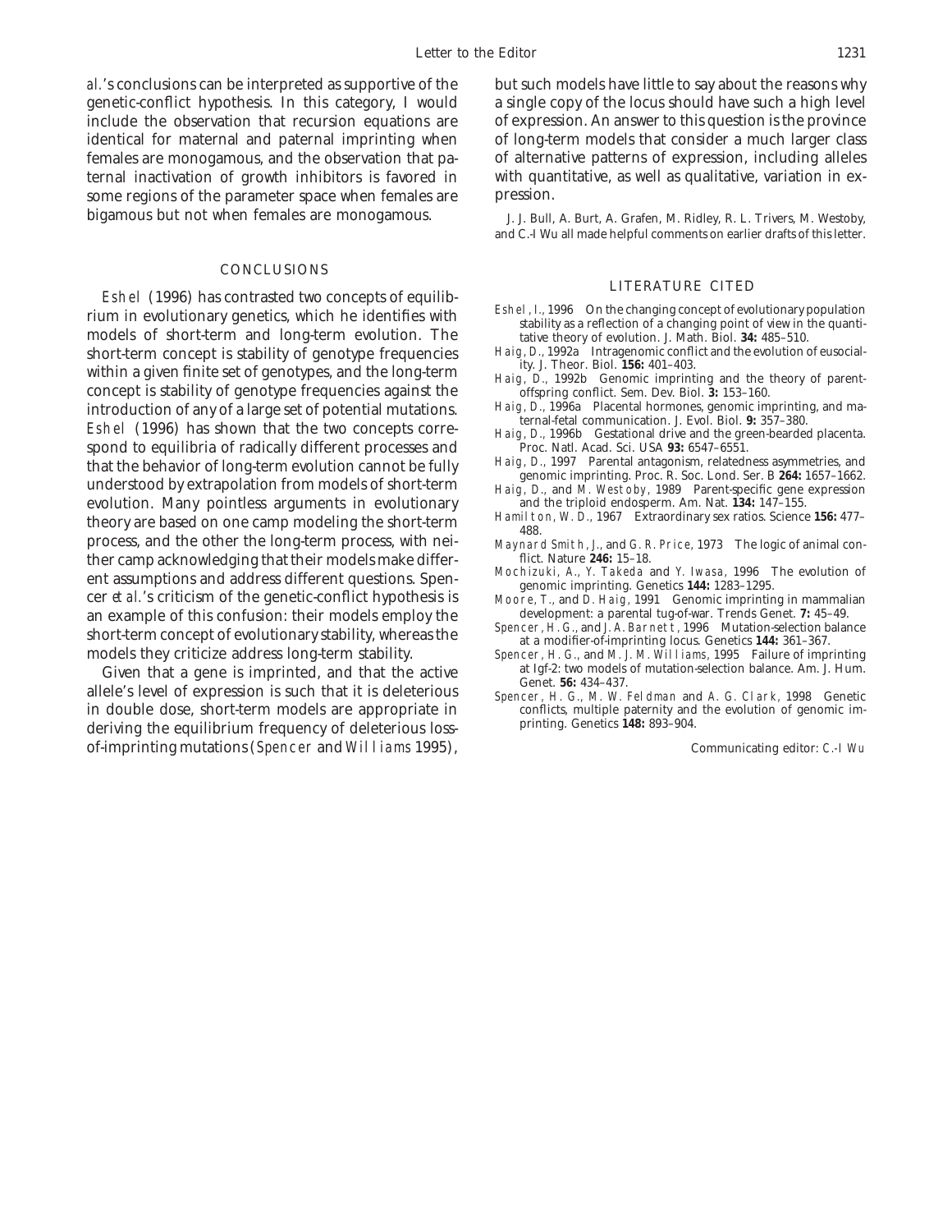*al.*'s conclusions can be interpreted as supportive of the genetic-conflict hypothesis. In this category, I would include the observation that recursion equations are identical for maternal and paternal imprinting when females are monogamous, and the observation that paternal inactivation of growth inhibitors is favored in some regions of the parameter space when females are bigamous but not when females are monogamous.

## CONCLUSIONS

Eshel (1996) has contrasted two concepts of equilibrium in evolutionary genetics, which he identifies with models of short-term and long-term evolution. The short-term concept is stability of genotype frequencies within a given finite set of genotypes, and the long-term concept is stability of genotype frequencies against the introduction of any of a large set of potential mutations. Eshel (1996) has shown that the two concepts correspond to equilibria of radically different processes and that the behavior of long-term evolution cannot be fully understood by extrapolation from models of short-term evolution. Many pointless arguments in evolutionary theory are based on one camp modeling the short-term process, and the other the long-term process, with neither camp acknowledging that their models make different assumptions and address different questions. Spencer *et al.*'s criticism of the genetic-conflict hypothesis is an example of this confusion: their models employ the short-term concept of evolutionary stability, whereas the models they criticize address long-term stability.

Given that a gene is imprinted, and that the active allele's level of expression is such that it is deleterious in double dose, short-term models are appropriate in deriving the equilibrium frequency of deleterious loss-of-imprinting mutations (Spencer and Williams 1995), but such models have little to say about the reasons why a single copy of the locus should have such a high level of expression. An answer to this question is the province of long-term models that consider a much larger class of alternative patterns of expression, including alleles with quantitative, as well as qualitative, variation in expression.

J. J. Bull, A. Burt, A. Grafen, M. Ridley, R. L. Trivers, M. Westoby, and C.-I Wu all made helpful comments on earlier drafts of this letter.

## LITERATURE CITED

Eshel, I., 1996 On the changing concept of evolutionary population stability as a reflection of a changing point of view in the quantitative theory of evolution. J. Math. Biol. **34:** 485–510.

Haig, D., 1992a Intragenomic conflict and the evolution of eusociality. J. Theor. Biol. **156:** 401–403.

Haig, D., 1992b Genomic imprinting and the theory of parent-offspring conflict. Sem. Dev. Biol. **3:** 153–160.

Haig, D., 1996a Placental hormones, genomic imprinting, and maternal-fetal communication. J. Evol. Biol. **9:** 357–380.

Haig, D., 1996b Gestational drive and the green-bearded placenta. Proc. Natl. Acad. Sci. USA **93:** 6547–6551.

Haig, D., 1997 Parental antagonism, relatedness asymmetries, and genomic imprinting. Proc. R. Soc. Lond. Ser. B **264:** 1657–1662.

Haig, D., and M. Westoby, 1989 Parent-specific gene expression and the triploid endosperm. Am. Nat. **134:** 147–155.

Hamilton, W. D., 1967 Extraordinary sex ratios. Science **156:** 477–488.

Maynard Smith, J., and G. R. Price, 1973 The logic of animal conflict. Nature **246:** 15–18.

Mochizuki, A., Y. Takeda and Y. Iwasa, 1996 The evolution of genomic imprinting. Genetics **144:** 1283–1295.

Moore, T., and D. Haig, 1991 Genomic imprinting in mammalian development: a parental tug-of-war. Trends Genet. **7:** 45–49.

Spencer, H. G., and J. A. Barnett, 1996 Mutation-selection balance at a modifier-of-imprinting locus. Genetics **144:** 361–367.

Spencer, H. G., and M. J. M. Williams, 1995 Failure of imprinting at Igf-2: two models of mutation-selection balance. Am. J. Hum. Genet. **56:** 434–437.

Spencer, H. G., M. W. Feldman and A. G. Clark, 1998 Genetic conflicts, multiple paternity and the evolution of genomic imprinting. Genetics **148:** 893–904.

Communicating editor: C.-I Wu